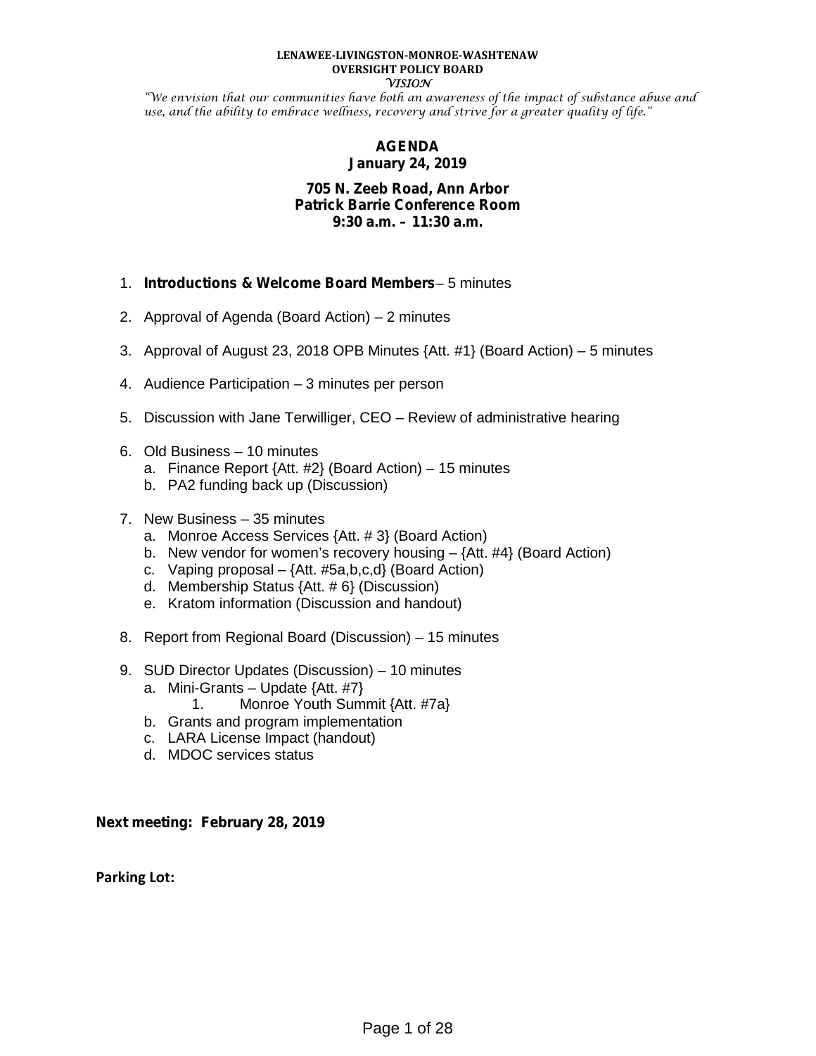**LENAWEE-LIVINGSTON-MONROE-WASHTENAW**
**OVERSIGHT POLICY BOARD**
*VISION*

*"We envision that our communities have both an awareness of the impact of substance abuse and use, and the ability to embrace wellness, recovery and strive for a greater quality of life."*

# AGENDA
**January 24, 2019**

**705 N. Zeeb Road, Ann Arbor**
**Patrick Barrie Conference Room**
**9:30 a.m. – 11:30 a.m.**

1. **Introductions & Welcome Board Members**– 5 minutes
2. Approval of Agenda (Board Action) – 2 minutes
3. Approval of August 23, 2018 OPB Minutes {Att. #1} (Board Action) – 5 minutes
4. Audience Participation – 3 minutes per person
5. Discussion with Jane Terwilliger, CEO – Review of administrative hearing
6. Old Business – 10 minutes
   a. Finance Report {Att. #2} (Board Action) – 15 minutes
   b. PA2 funding back up (Discussion)
7. New Business – 35 minutes
   a. Monroe Access Services {Att. # 3} (Board Action)
   b. New vendor for women's recovery housing – {Att. #4} (Board Action)
   c. Vaping proposal – {Att. #5a,b,c,d} (Board Action)
   d. Membership Status {Att. # 6} (Discussion)
   e. Kratom information (Discussion and handout)
8. Report from Regional Board (Discussion) – 15 minutes
9. SUD Director Updates (Discussion) – 10 minutes
   a. Mini-Grants – Update {Att. #7}
      1. Monroe Youth Summit {Att. #7a}
   b. Grants and program implementation
   c. LARA License Impact (handout)
   d. MDOC services status

**Next meeting: February 28, 2019**

**Parking Lot:**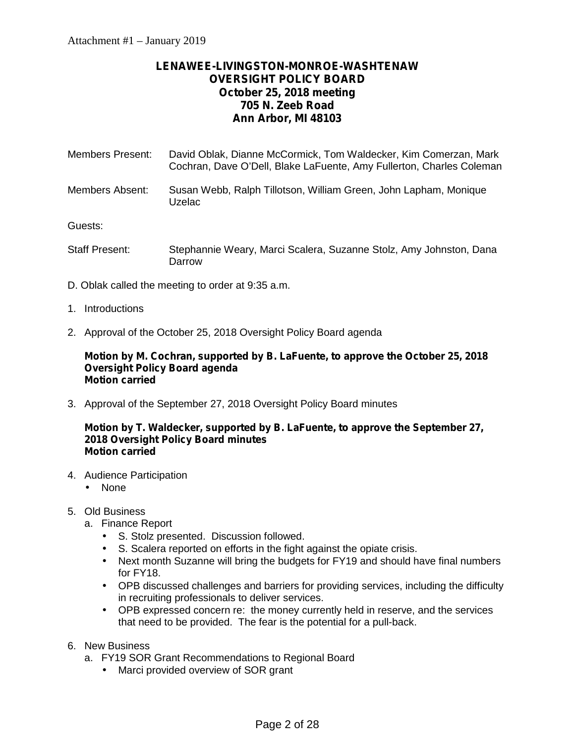Attachment #1 – January 2019

**LENAWEE-LIVINGSTON-MONROE-WASHTENAW**
**OVERSIGHT POLICY BOARD**
**October 25, 2018 meeting**
**705 N. Zeeb Road**
**Ann Arbor, MI 48103**

Members Present: David Oblak, Dianne McCormick, Tom Waldecker, Kim Comerzan, Mark Cochran, Dave O'Dell, Blake LaFuente, Amy Fullerton, Charles Coleman

Members Absent: Susan Webb, Ralph Tillotson, William Green, John Lapham, Monique Uzelac

Guests:

Staff Present: Stephannie Weary, Marci Scalera, Suzanne Stolz, Amy Johnston, Dana Darrow

D. Oblak called the meeting to order at 9:35 a.m.

1. Introductions

2. Approval of the October 25, 2018 Oversight Policy Board agenda

   **Motion by M. Cochran, supported by B. LaFuente, to approve the October 25, 2018 Oversight Policy Board agenda**
   **Motion carried**

3. Approval of the September 27, 2018 Oversight Policy Board minutes

   **Motion by T. Waldecker, supported by B. LaFuente, to approve the September 27, 2018 Oversight Policy Board minutes**
   **Motion carried**

4. Audience Participation
   - None

5. Old Business
   a. Finance Report
      - S. Stolz presented. Discussion followed.
      - S. Scalera reported on efforts in the fight against the opiate crisis.
      - Next month Suzanne will bring the budgets for FY19 and should have final numbers for FY18.
      - OPB discussed challenges and barriers for providing services, including the difficulty in recruiting professionals to deliver services.
      - OPB expressed concern re: the money currently held in reserve, and the services that need to be provided. The fear is the potential for a pull-back.

6. New Business
   a. FY19 SOR Grant Recommendations to Regional Board
      - Marci provided overview of SOR grant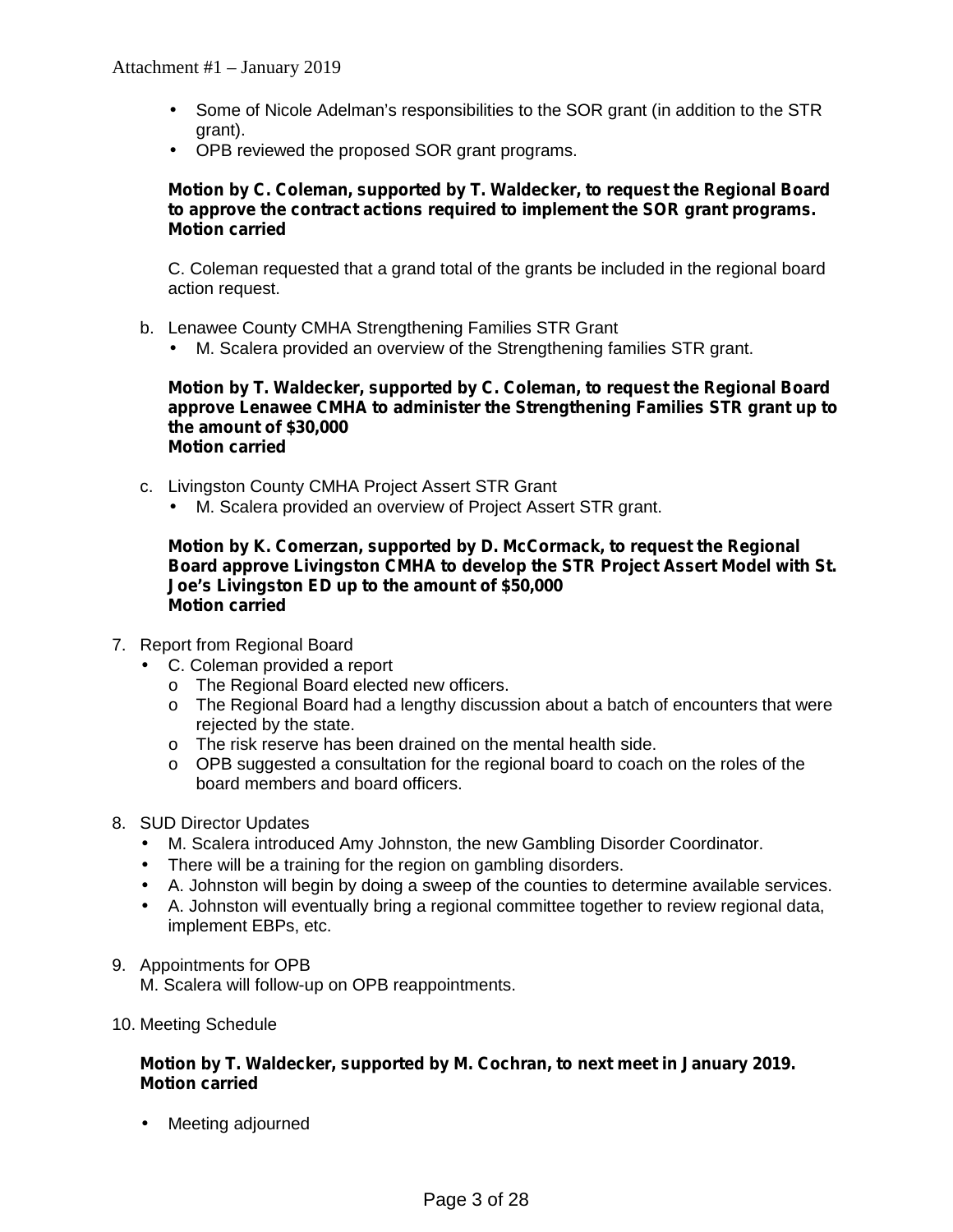- Some of Nicole Adelman's responsibilities to the SOR grant (in addition to the STR grant).
- OPB reviewed the proposed SOR grant programs.

**Motion by C. Coleman, supported by T. Waldecker, to request the Regional Board to approve the contract actions required to implement the SOR grant programs. Motion carried**

C. Coleman requested that a grand total of the grants be included in the regional board action request.

b. Lenawee County CMHA Strengthening Families STR Grant
   - M. Scalera provided an overview of the Strengthening families STR grant.

**Motion by T. Waldecker, supported by C. Coleman, to request the Regional Board approve Lenawee CMHA to administer the Strengthening Families STR grant up to the amount of $30,000**
**Motion carried**

c. Livingston County CMHA Project Assert STR Grant
   - M. Scalera provided an overview of Project Assert STR grant.

**Motion by K. Comerzan, supported by D. McCormack, to request the Regional Board approve Livingston CMHA to develop the STR Project Assert Model with St. Joe's Livingston ED up to the amount of $50,000**
**Motion carried**

7. Report from Regional Board
   - C. Coleman provided a report
     - The Regional Board elected new officers.
     - The Regional Board had a lengthy discussion about a batch of encounters that were rejected by the state.
     - The risk reserve has been drained on the mental health side.
     - OPB suggested a consultation for the regional board to coach on the roles of the board members and board officers.

8. SUD Director Updates
   - M. Scalera introduced Amy Johnston, the new Gambling Disorder Coordinator.
   - There will be a training for the region on gambling disorders.
   - A. Johnston will begin by doing a sweep of the counties to determine available services.
   - A. Johnston will eventually bring a regional committee together to review regional data, implement EBPs, etc.

9. Appointments for OPB
   M. Scalera will follow-up on OPB reappointments.

10. Meeting Schedule

**Motion by T. Waldecker, supported by M. Cochran, to next meet in January 2019. Motion carried**

- Meeting adjourned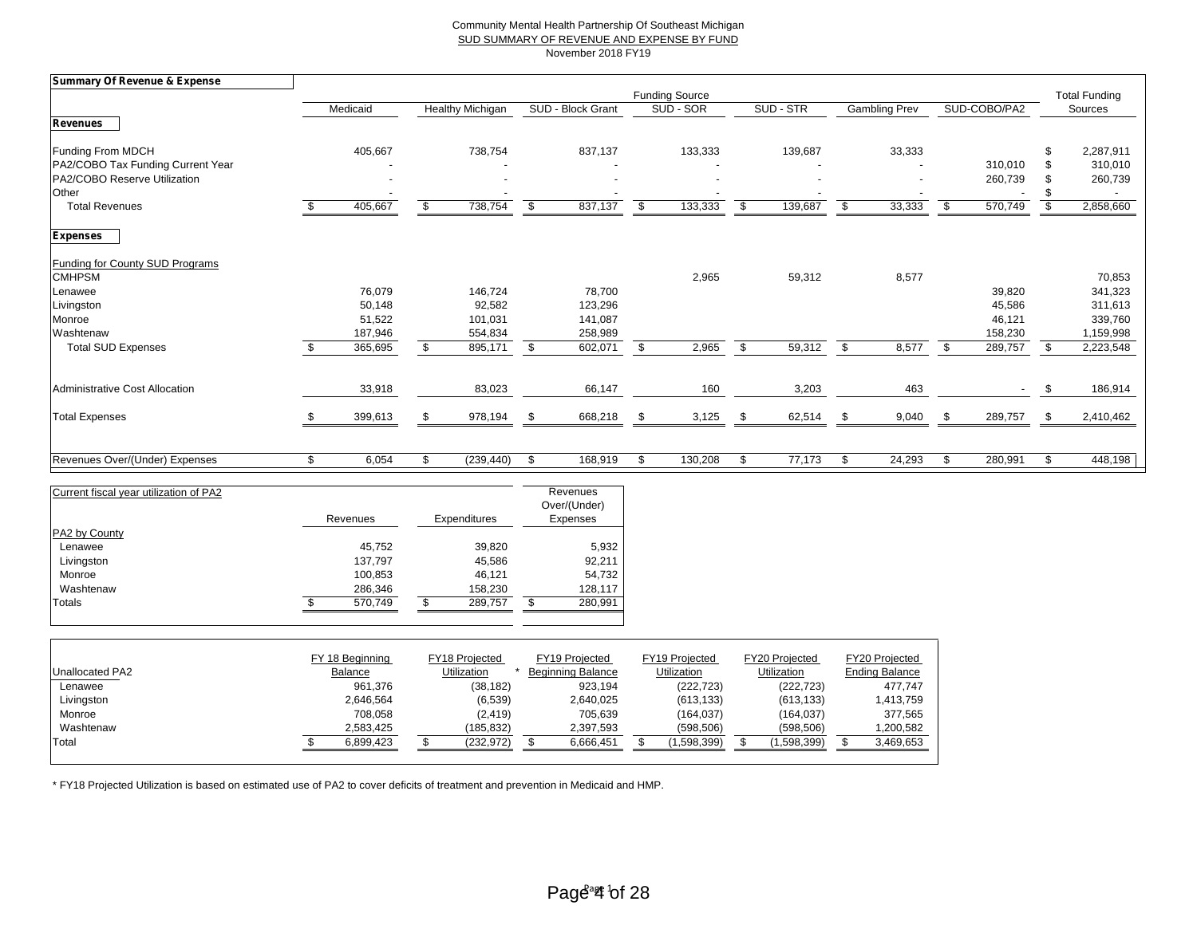Community Mental Health Partnership Of Southeast Michigan

SUD SUMMARY OF REVENUE AND EXPENSE BY FUND

November 2018 FY19

**Summary Of Revenue & Expense**

| | Funding Source | | | | | | | Total Funding |
|---|---|---|---|---|---|---|---|---|
| | Medicaid | Healthy Michigan | SUD - Block Grant | SUD - SOR | SUD - STR | Gambling Prev | SUD-COBO/PA2 | Sources |
| **Revenues** | | | | | | | | |
| Funding From MDCH | 405,667 | 738,754 | 837,137 | 133,333 | 139,687 | 33,333 | | $ 2,287,911 |
| PA2/COBO Tax Funding Current Year | - | - | - | - | - | - | 310,010 | $ 310,010 |
| PA2/COBO Reserve Utilization | - | - | - | - | - | - | 260,739 | $ 260,739 |
| Other | - | - | - | - | - | - | - | $ - |
| Total Revenues | $ 405,667 | $ 738,754 | $ 837,137 | $ 133,333 | $ 139,687 | $ 33,333 | $ 570,749 | $ 2,858,660 |
| **Expenses** | | | | | | | | |
| Funding for County SUD Programs | | | | | | | | |
| CMHPSM | | | | 2,965 | 59,312 | 8,577 | | 70,853 |
| Lenawee | 76,079 | 146,724 | 78,700 | | | | 39,820 | 341,323 |
| Livingston | 50,148 | 92,582 | 123,296 | | | | 45,586 | 311,613 |
| Monroe | 51,522 | 101,031 | 141,087 | | | | 46,121 | 339,760 |
| Washtenaw | 187,946 | 554,834 | 258,989 | | | | 158,230 | 1,159,998 |
| Total SUD Expenses | $ 365,695 | $ 895,171 | $ 602,071 | $ 2,965 | $ 59,312 | $ 8,577 | $ 289,757 | $ 2,223,548 |
| Administrative Cost Allocation | 33,918 | 83,023 | 66,147 | 160 | 3,203 | 463 | - | $ 186,914 |
| Total Expenses | $ 399,613 | $ 978,194 | $ 668,218 | $ 3,125 | $ 62,514 | $ 9,040 | $ 289,757 | $ 2,410,462 |
| Revenues Over/(Under) Expenses | $ 6,054 | $ (239,440) | $ 168,919 | $ 130,208 | $ 77,173 | $ 24,293 | $ 280,991 | $ 448,198 |

| Current fiscal year utilization of PA2 | Revenues | Expenditures | Revenues Over/(Under) Expenses |
|---|---|---|---|
| PA2 by County | | | |
| Lenawee | 45,752 | 39,820 | 5,932 |
| Livingston | 137,797 | 45,586 | 92,211 |
| Monroe | 100,853 | 46,121 | 54,732 |
| Washtenaw | 286,346 | 158,230 | 128,117 |
| Totals | $ 570,749 | $ 289,757 | $ 280,991 |

| Unallocated PA2 | FY 18 Beginning Balance | FY18 Projected Utilization * | FY19 Projected Beginning Balance | FY19 Projected Utilization | FY20 Projected Utilization | FY20 Projected Ending Balance |
|---|---|---|---|---|---|---|
| Lenawee | 961,376 | (38,182) | 923,194 | (222,723) | (222,723) | 477,747 |
| Livingston | 2,646,564 | (6,539) | 2,640,025 | (613,133) | (613,133) | 1,413,759 |
| Monroe | 708,058 | (2,419) | 705,639 | (164,037) | (164,037) | 377,565 |
| Washtenaw | 2,583,425 | (185,832) | 2,397,593 | (598,506) | (598,506) | 1,200,582 |
| Total | $ 6,899,423 | $ (232,972) | $ 6,666,451 | $ (1,598,399) | $ (1,598,399) | $ 3,469,653 |

* FY18 Projected Utilization is based on estimated use of PA2 to cover deficits of treatment and prevention in Medicaid and HMP.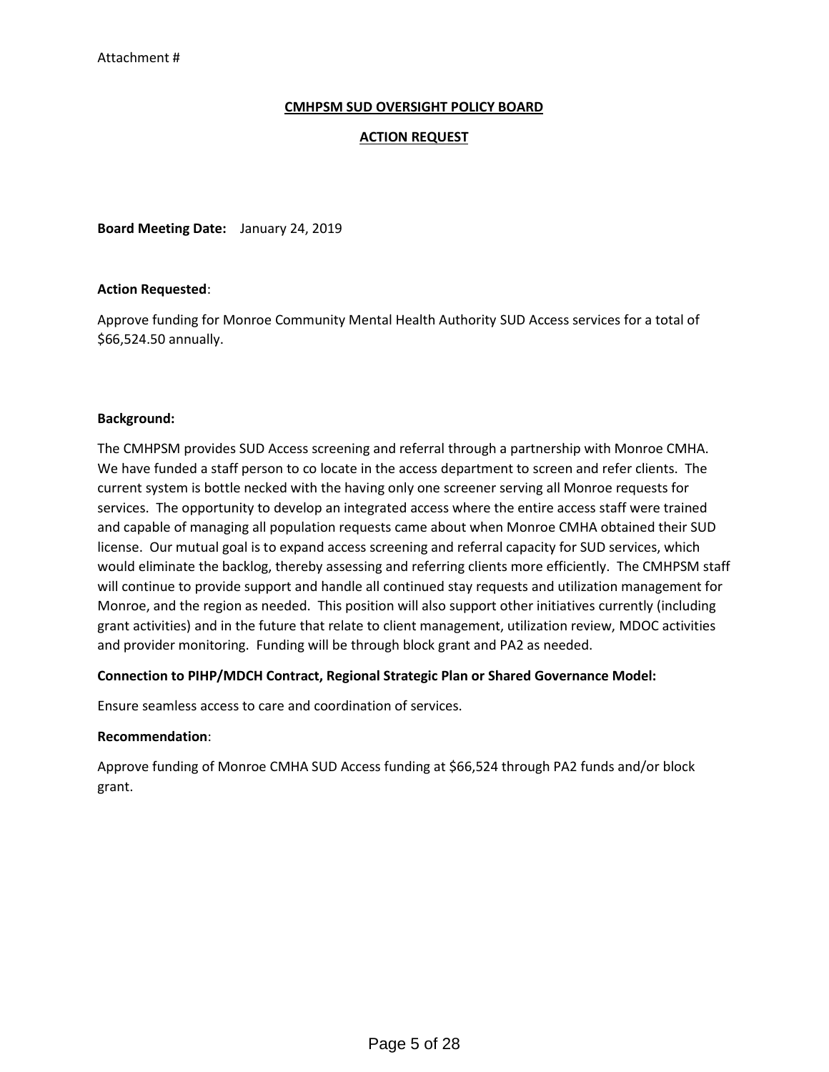Attachment #

# CMHPSM SUD OVERSIGHT POLICY BOARD

## ACTION REQUEST

**Board Meeting Date:** January 24, 2019

**Action Requested**:

Approve funding for Monroe Community Mental Health Authority SUD Access services for a total of $66,524.50 annually.

**Background:**

The CMHPSM provides SUD Access screening and referral through a partnership with Monroe CMHA. We have funded a staff person to co locate in the access department to screen and refer clients. The current system is bottle necked with the having only one screener serving all Monroe requests for services. The opportunity to develop an integrated access where the entire access staff were trained and capable of managing all population requests came about when Monroe CMHA obtained their SUD license. Our mutual goal is to expand access screening and referral capacity for SUD services, which would eliminate the backlog, thereby assessing and referring clients more efficiently. The CMHPSM staff will continue to provide support and handle all continued stay requests and utilization management for Monroe, and the region as needed. This position will also support other initiatives currently (including grant activities) and in the future that relate to client management, utilization review, MDOC activities and provider monitoring. Funding will be through block grant and PA2 as needed.

**Connection to PIHP/MDCH Contract, Regional Strategic Plan or Shared Governance Model:**

Ensure seamless access to care and coordination of services.

**Recommendation**:

Approve funding of Monroe CMHA SUD Access funding at $66,524 through PA2 funds and/or block grant.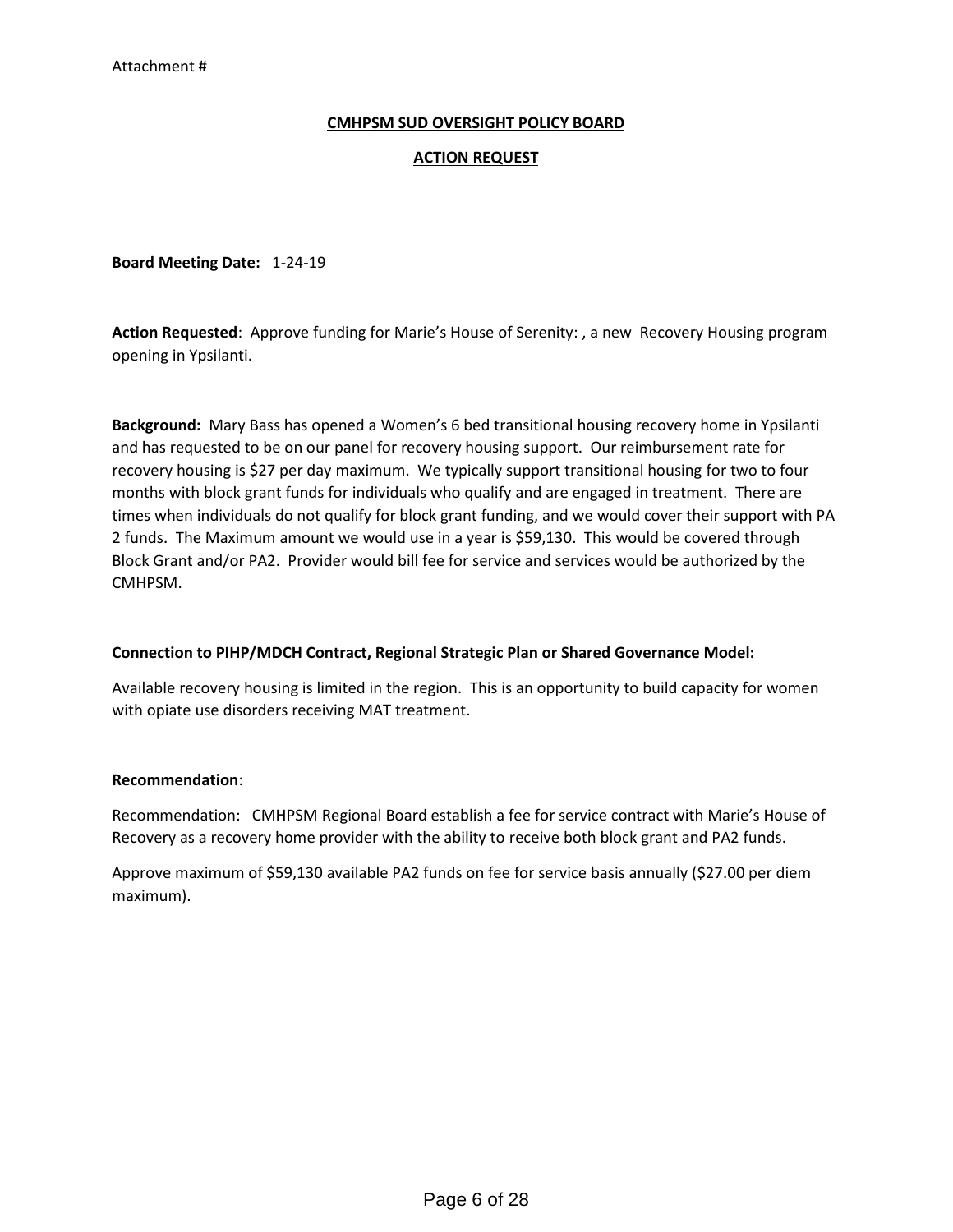Attachment #

**CMHPSM SUD OVERSIGHT POLICY BOARD**

**ACTION REQUEST**

**Board Meeting Date:** 1-24-19

**Action Requested**: Approve funding for Marie's House of Serenity: , a new Recovery Housing program opening in Ypsilanti.

**Background:** Mary Bass has opened a Women's 6 bed transitional housing recovery home in Ypsilanti and has requested to be on our panel for recovery housing support. Our reimbursement rate for recovery housing is $27 per day maximum. We typically support transitional housing for two to four months with block grant funds for individuals who qualify and are engaged in treatment. There are times when individuals do not qualify for block grant funding, and we would cover their support with PA 2 funds. The Maximum amount we would use in a year is $59,130. This would be covered through Block Grant and/or PA2. Provider would bill fee for service and services would be authorized by the CMHPSM.

**Connection to PIHP/MDCH Contract, Regional Strategic Plan or Shared Governance Model:**

Available recovery housing is limited in the region. This is an opportunity to build capacity for women with opiate use disorders receiving MAT treatment.

**Recommendation**:

Recommendation: CMHPSM Regional Board establish a fee for service contract with Marie's House of Recovery as a recovery home provider with the ability to receive both block grant and PA2 funds.

Approve maximum of $59,130 available PA2 funds on fee for service basis annually ($27.00 per diem maximum).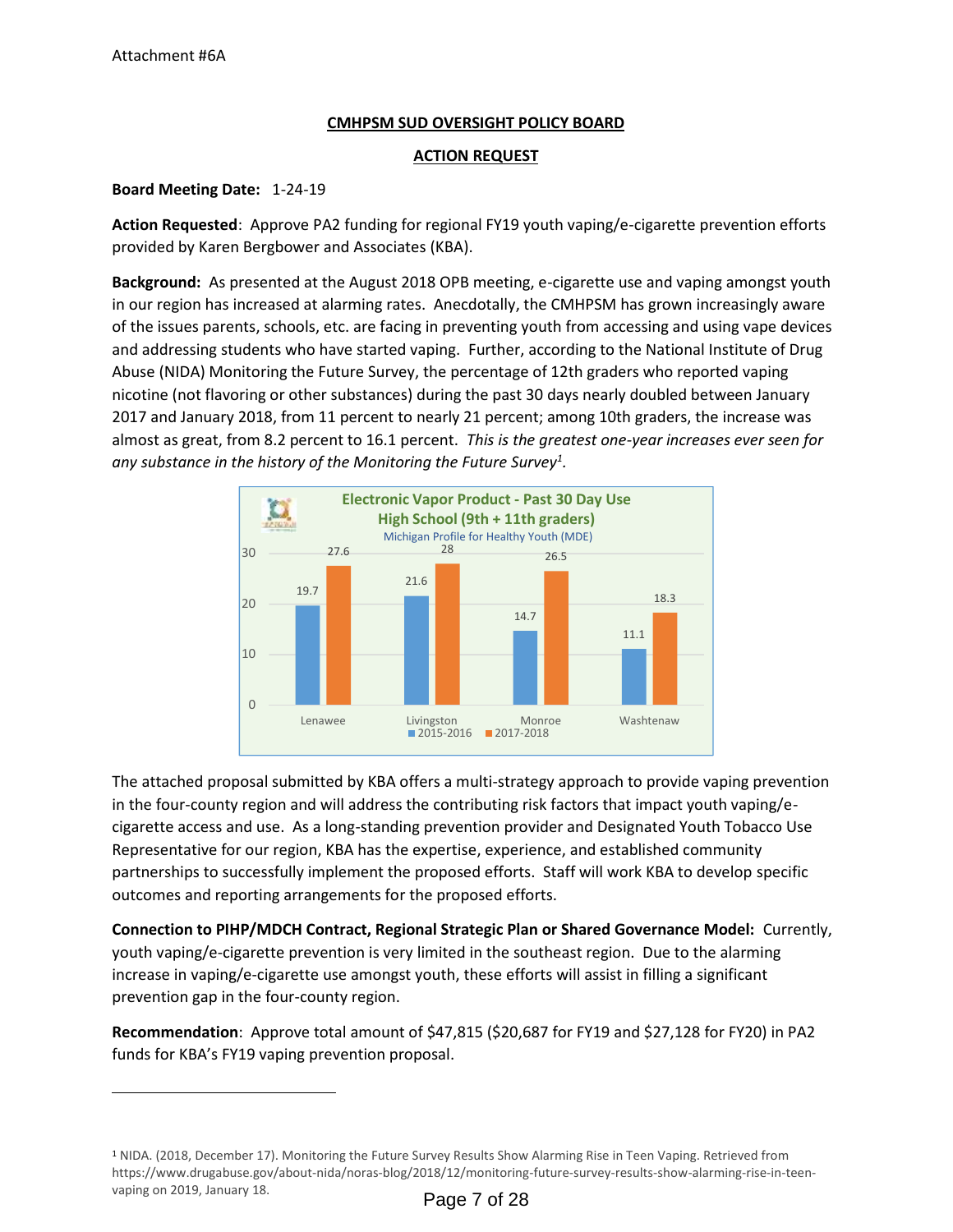Attachment #6A

**CMHPSM SUD OVERSIGHT POLICY BOARD**

**ACTION REQUEST**

**Board Meeting Date:** 1-24-19

**Action Requested**: Approve PA2 funding for regional FY19 youth vaping/e-cigarette prevention efforts provided by Karen Bergbower and Associates (KBA).

**Background:** As presented at the August 2018 OPB meeting, e-cigarette use and vaping amongst youth in our region has increased at alarming rates. Anecdotally, the CMHPSM has grown increasingly aware of the issues parents, schools, etc. are facing in preventing youth from accessing and using vape devices and addressing students who have started vaping. Further, according to the National Institute of Drug Abuse (NIDA) Monitoring the Future Survey, the percentage of 12th graders who reported vaping nicotine (not flavoring or other substances) during the past 30 days nearly doubled between January 2017 and January 2018, from 11 percent to nearly 21 percent; among 10th graders, the increase was almost as great, from 8.2 percent to 16.1 percent. *This is the greatest one-year increases ever seen for any substance in the history of the Monitoring the Future Survey*[1].

Electronic Vapor Product - Past 30 Day Use
High School (9th + 11th graders)
Michigan Profile for Healthy Youth (MDE)

30
20
10
0

Lenawee: 19.7, 27.6
Livingston: 21.6, 28
Monroe: 14.7, 26.5
Washtenaw: 11.1, 18.3

2015-2016
2017-2018

The attached proposal submitted by KBA offers a multi-strategy approach to provide vaping prevention in the four-county region and will address the contributing risk factors that impact youth vaping/e-cigarette access and use. As a long-standing prevention provider and Designated Youth Tobacco Use Representative for our region, KBA has the expertise, experience, and established community partnerships to successfully implement the proposed efforts. Staff will work KBA to develop specific outcomes and reporting arrangements for the proposed efforts.

**Connection to PIHP/MDCH Contract, Regional Strategic Plan or Shared Governance Model:** Currently, youth vaping/e-cigarette prevention is very limited in the southeast region. Due to the alarming increase in vaping/e-cigarette use amongst youth, these efforts will assist in filling a significant prevention gap in the four-county region.

**Recommendation**: Approve total amount of $47,815 ($20,687 for FY19 and $27,128 for FY20) in PA2 funds for KBA's FY19 vaping prevention proposal.

---

[1] NIDA. (2018, December 17). Monitoring the Future Survey Results Show Alarming Rise in Teen Vaping. Retrieved from https://www.drugabuse.gov/about-nida/noras-blog/2018/12/monitoring-future-survey-results-show-alarming-rise-in-teen-vaping on 2019, January 18.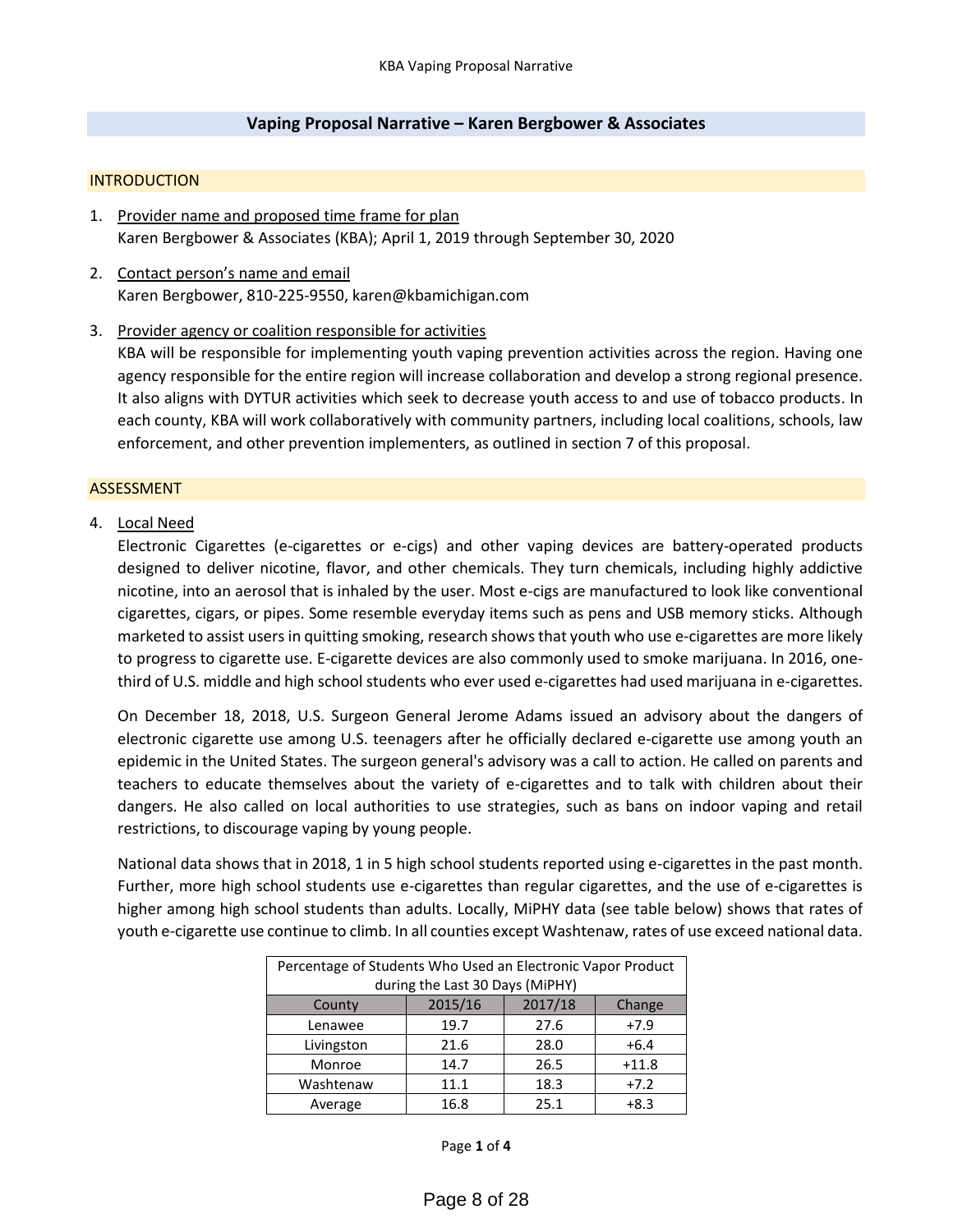## Vaping Proposal Narrative – Karen Bergbower & Associates

### INTRODUCTION

1. Provider name and proposed time frame for plan
   Karen Bergbower & Associates (KBA); April 1, 2019 through September 30, 2020

2. Contact person's name and email
   Karen Bergbower, 810-225-9550, karen@kbamichigan.com

3. Provider agency or coalition responsible for activities
   KBA will be responsible for implementing youth vaping prevention activities across the region. Having one agency responsible for the entire region will increase collaboration and develop a strong regional presence. It also aligns with DYTUR activities which seek to decrease youth access to and use of tobacco products. In each county, KBA will work collaboratively with community partners, including local coalitions, schools, law enforcement, and other prevention implementers, as outlined in section 7 of this proposal.

### ASSESSMENT

4. Local Need
   Electronic Cigarettes (e-cigarettes or e-cigs) and other vaping devices are battery-operated products designed to deliver nicotine, flavor, and other chemicals. They turn chemicals, including highly addictive nicotine, into an aerosol that is inhaled by the user. Most e-cigs are manufactured to look like conventional cigarettes, cigars, or pipes. Some resemble everyday items such as pens and USB memory sticks. Although marketed to assist users in quitting smoking, research shows that youth who use e-cigarettes are more likely to progress to cigarette use. E-cigarette devices are also commonly used to smoke marijuana. In 2016, one-third of U.S. middle and high school students who ever used e-cigarettes had used marijuana in e-cigarettes.

   On December 18, 2018, U.S. Surgeon General Jerome Adams issued an advisory about the dangers of electronic cigarette use among U.S. teenagers after he officially declared e-cigarette use among youth an epidemic in the United States. The surgeon general's advisory was a call to action. He called on parents and teachers to educate themselves about the variety of e-cigarettes and to talk with children about their dangers. He also called on local authorities to use strategies, such as bans on indoor vaping and retail restrictions, to discourage vaping by young people.

   National data shows that in 2018, 1 in 5 high school students reported using e-cigarettes in the past month. Further, more high school students use e-cigarettes than regular cigarettes, and the use of e-cigarettes is higher among high school students than adults. Locally, MiPHY data (see table below) shows that rates of youth e-cigarette use continue to climb. In all counties except Washtenaw, rates of use exceed national data.

| Percentage of Students Who Used an Electronic Vapor Product during the Last 30 Days (MiPHY) | | | |
|---|---|---|---|
| County | 2015/16 | 2017/18 | Change |
| Lenawee | 19.7 | 27.6 | +7.9 |
| Livingston | 21.6 | 28.0 | +6.4 |
| Monroe | 14.7 | 26.5 | +11.8 |
| Washtenaw | 11.1 | 18.3 | +7.2 |
| Average | 16.8 | 25.1 | +8.3 |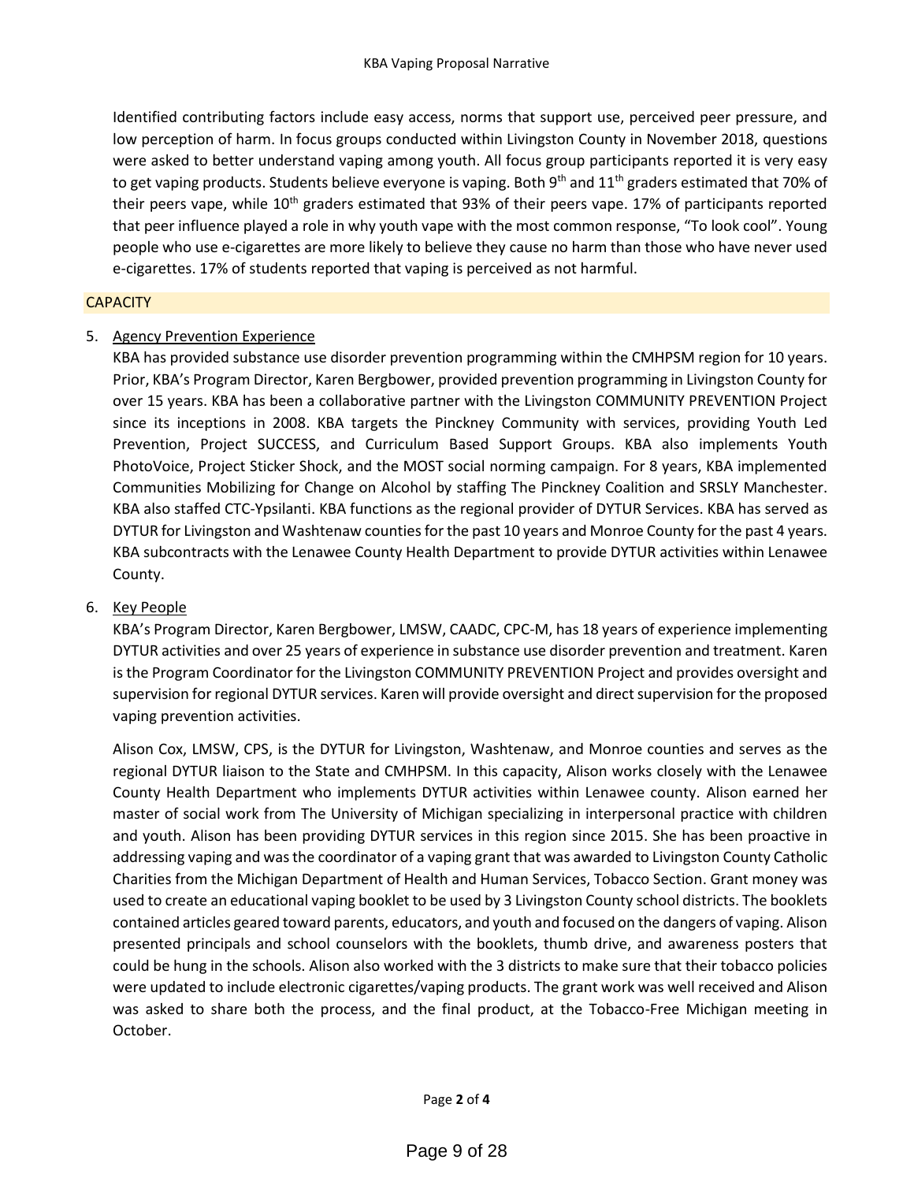Identified contributing factors include easy access, norms that support use, perceived peer pressure, and low perception of harm. In focus groups conducted within Livingston County in November 2018, questions were asked to better understand vaping among youth. All focus group participants reported it is very easy to get vaping products. Students believe everyone is vaping. Both 9th and 11th graders estimated that 70% of their peers vape, while 10th graders estimated that 93% of their peers vape. 17% of participants reported that peer influence played a role in why youth vape with the most common response, "To look cool". Young people who use e-cigarettes are more likely to believe they cause no harm than those who have never used e-cigarettes. 17% of students reported that vaping is perceived as not harmful.

## CAPACITY

5. Agency Prevention Experience

   KBA has provided substance use disorder prevention programming within the CMHPSM region for 10 years. Prior, KBA's Program Director, Karen Bergbower, provided prevention programming in Livingston County for over 15 years. KBA has been a collaborative partner with the Livingston COMMUNITY PREVENTION Project since its inceptions in 2008. KBA targets the Pinckney Community with services, providing Youth Led Prevention, Project SUCCESS, and Curriculum Based Support Groups. KBA also implements Youth PhotoVoice, Project Sticker Shock, and the MOST social norming campaign. For 8 years, KBA implemented Communities Mobilizing for Change on Alcohol by staffing The Pinckney Coalition and SRSLY Manchester. KBA also staffed CTC-Ypsilanti. KBA functions as the regional provider of DYTUR Services. KBA has served as DYTUR for Livingston and Washtenaw counties for the past 10 years and Monroe County for the past 4 years. KBA subcontracts with the Lenawee County Health Department to provide DYTUR activities within Lenawee County.

6. Key People

   KBA's Program Director, Karen Bergbower, LMSW, CAADC, CPC-M, has 18 years of experience implementing DYTUR activities and over 25 years of experience in substance use disorder prevention and treatment. Karen is the Program Coordinator for the Livingston COMMUNITY PREVENTION Project and provides oversight and supervision for regional DYTUR services. Karen will provide oversight and direct supervision for the proposed vaping prevention activities.

   Alison Cox, LMSW, CPS, is the DYTUR for Livingston, Washtenaw, and Monroe counties and serves as the regional DYTUR liaison to the State and CMHPSM. In this capacity, Alison works closely with the Lenawee County Health Department who implements DYTUR activities within Lenawee county. Alison earned her master of social work from The University of Michigan specializing in interpersonal practice with children and youth. Alison has been providing DYTUR services in this region since 2015. She has been proactive in addressing vaping and was the coordinator of a vaping grant that was awarded to Livingston County Catholic Charities from the Michigan Department of Health and Human Services, Tobacco Section. Grant money was used to create an educational vaping booklet to be used by 3 Livingston County school districts. The booklets contained articles geared toward parents, educators, and youth and focused on the dangers of vaping. Alison presented principals and school counselors with the booklets, thumb drive, and awareness posters that could be hung in the schools. Alison also worked with the 3 districts to make sure that their tobacco policies were updated to include electronic cigarettes/vaping products. The grant work was well received and Alison was asked to share both the process, and the final product, at the Tobacco-Free Michigan meeting in October.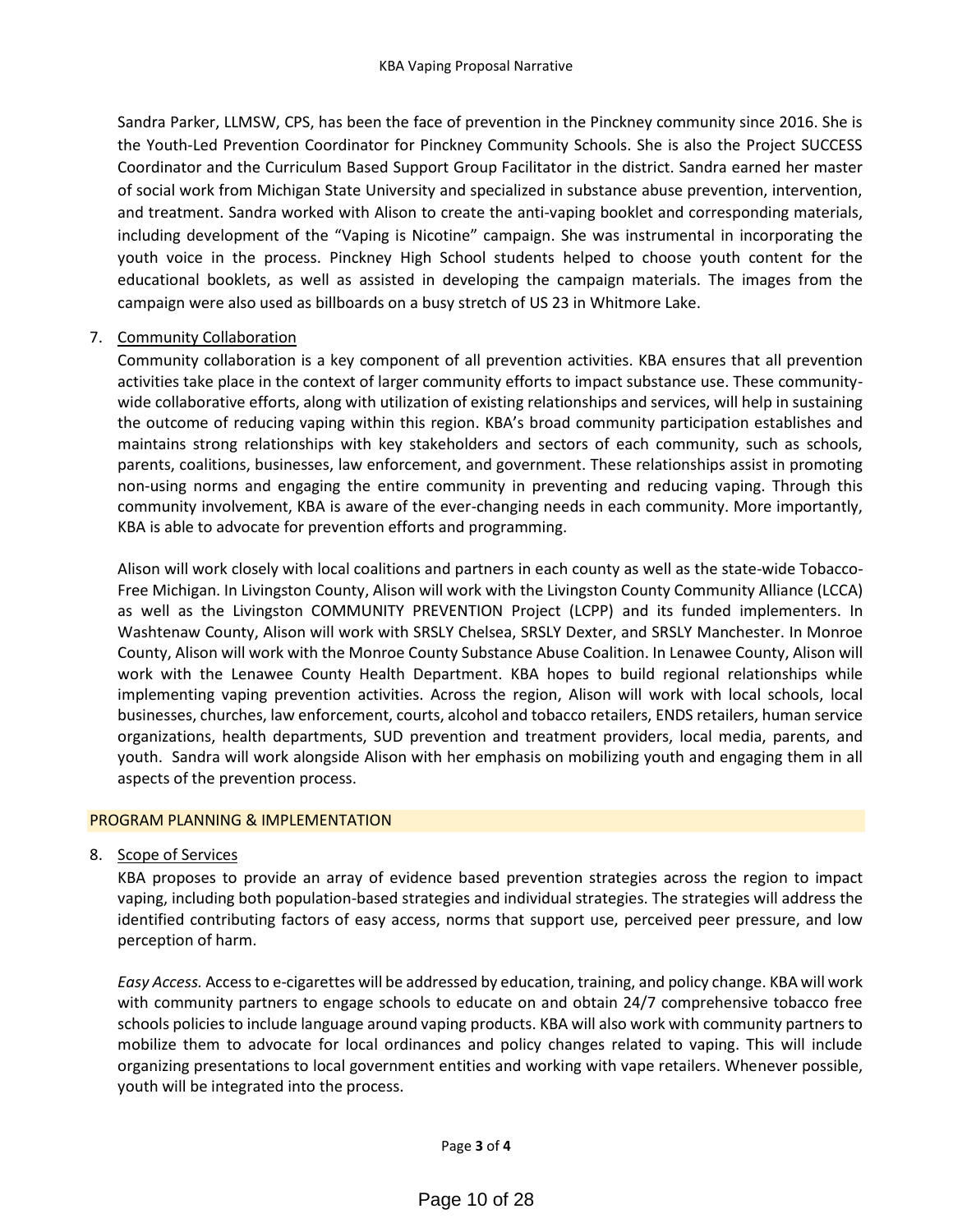Sandra Parker, LLMSW, CPS, has been the face of prevention in the Pinckney community since 2016. She is the Youth-Led Prevention Coordinator for Pinckney Community Schools. She is also the Project SUCCESS Coordinator and the Curriculum Based Support Group Facilitator in the district. Sandra earned her master of social work from Michigan State University and specialized in substance abuse prevention, intervention, and treatment. Sandra worked with Alison to create the anti-vaping booklet and corresponding materials, including development of the "Vaping is Nicotine" campaign. She was instrumental in incorporating the youth voice in the process. Pinckney High School students helped to choose youth content for the educational booklets, as well as assisted in developing the campaign materials. The images from the campaign were also used as billboards on a busy stretch of US 23 in Whitmore Lake.

7. <u>Community Collaboration</u>

   Community collaboration is a key component of all prevention activities. KBA ensures that all prevention activities take place in the context of larger community efforts to impact substance use. These community-wide collaborative efforts, along with utilization of existing relationships and services, will help in sustaining the outcome of reducing vaping within this region. KBA's broad community participation establishes and maintains strong relationships with key stakeholders and sectors of each community, such as schools, parents, coalitions, businesses, law enforcement, and government. These relationships assist in promoting non-using norms and engaging the entire community in preventing and reducing vaping. Through this community involvement, KBA is aware of the ever-changing needs in each community. More importantly, KBA is able to advocate for prevention efforts and programming.

   Alison will work closely with local coalitions and partners in each county as well as the state-wide Tobacco-Free Michigan. In Livingston County, Alison will work with the Livingston County Community Alliance (LCCA) as well as the Livingston COMMUNITY PREVENTION Project (LCPP) and its funded implementers. In Washtenaw County, Alison will work with SRSLY Chelsea, SRSLY Dexter, and SRSLY Manchester. In Monroe County, Alison will work with the Monroe County Substance Abuse Coalition. In Lenawee County, Alison will work with the Lenawee County Health Department. KBA hopes to build regional relationships while implementing vaping prevention activities. Across the region, Alison will work with local schools, local businesses, churches, law enforcement, courts, alcohol and tobacco retailers, ENDS retailers, human service organizations, health departments, SUD prevention and treatment providers, local media, parents, and youth. Sandra will work alongside Alison with her emphasis on mobilizing youth and engaging them in all aspects of the prevention process.

## PROGRAM PLANNING & IMPLEMENTATION

8. <u>Scope of Services</u>

   KBA proposes to provide an array of evidence based prevention strategies across the region to impact vaping, including both population-based strategies and individual strategies. The strategies will address the identified contributing factors of easy access, norms that support use, perceived peer pressure, and low perception of harm.

   *Easy Access.* Access to e-cigarettes will be addressed by education, training, and policy change. KBA will work with community partners to engage schools to educate on and obtain 24/7 comprehensive tobacco free schools policies to include language around vaping products. KBA will also work with community partners to mobilize them to advocate for local ordinances and policy changes related to vaping. This will include organizing presentations to local government entities and working with vape retailers. Whenever possible, youth will be integrated into the process.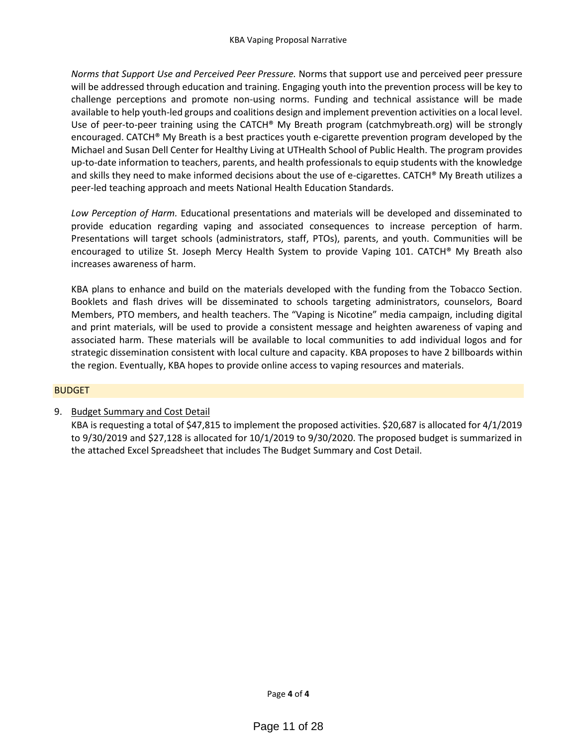*Norms that Support Use and Perceived Peer Pressure.* Norms that support use and perceived peer pressure will be addressed through education and training. Engaging youth into the prevention process will be key to challenge perceptions and promote non-using norms. Funding and technical assistance will be made available to help youth-led groups and coalitions design and implement prevention activities on a local level. Use of peer-to-peer training using the CATCH® My Breath program (catchmybreath.org) will be strongly encouraged. CATCH® My Breath is a best practices youth e-cigarette prevention program developed by the Michael and Susan Dell Center for Healthy Living at UTHealth School of Public Health. The program provides up-to-date information to teachers, parents, and health professionals to equip students with the knowledge and skills they need to make informed decisions about the use of e-cigarettes. CATCH® My Breath utilizes a peer-led teaching approach and meets National Health Education Standards.

*Low Perception of Harm.* Educational presentations and materials will be developed and disseminated to provide education regarding vaping and associated consequences to increase perception of harm. Presentations will target schools (administrators, staff, PTOs), parents, and youth. Communities will be encouraged to utilize St. Joseph Mercy Health System to provide Vaping 101. CATCH® My Breath also increases awareness of harm.

KBA plans to enhance and build on the materials developed with the funding from the Tobacco Section. Booklets and flash drives will be disseminated to schools targeting administrators, counselors, Board Members, PTO members, and health teachers. The "Vaping is Nicotine" media campaign, including digital and print materials, will be used to provide a consistent message and heighten awareness of vaping and associated harm. These materials will be available to local communities to add individual logos and for strategic dissemination consistent with local culture and capacity. KBA proposes to have 2 billboards within the region. Eventually, KBA hopes to provide online access to vaping resources and materials.

## BUDGET

9. Budget Summary and Cost Detail

   KBA is requesting a total of $47,815 to implement the proposed activities. $20,687 is allocated for 4/1/2019 to 9/30/2019 and $27,128 is allocated for 10/1/2019 to 9/30/2020. The proposed budget is summarized in the attached Excel Spreadsheet that includes The Budget Summary and Cost Detail.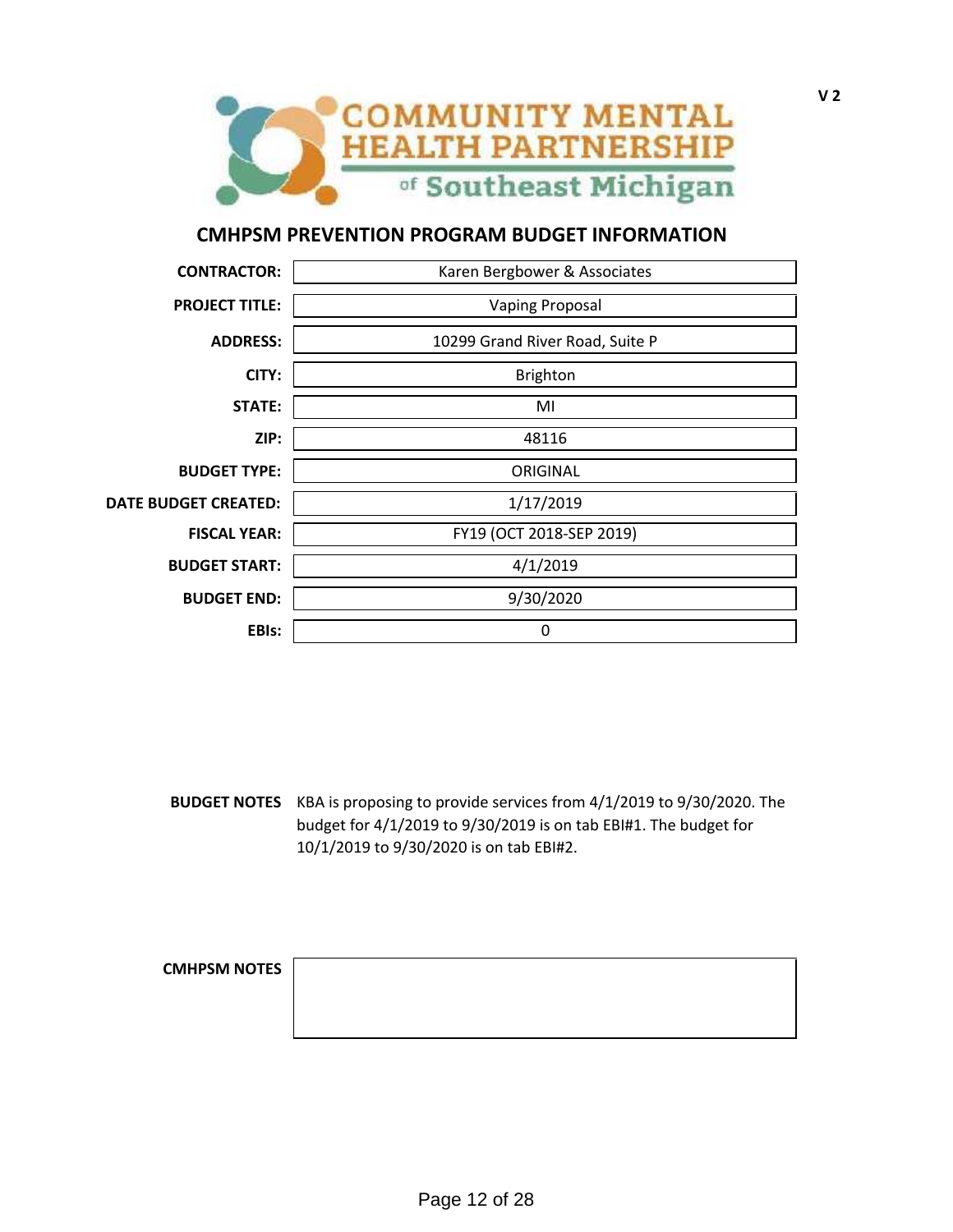V 2

COMMUNITY MENTAL HEALTH PARTNERSHIP of Southeast Michigan

## CMHPSM PREVENTION PROGRAM BUDGET INFORMATION

| | |
|---|---|
| **CONTRACTOR:** | Karen Bergbower & Associates |
| **PROJECT TITLE:** | Vaping Proposal |
| **ADDRESS:** | 10299 Grand River Road, Suite P |
| **CITY:** | Brighton |
| **STATE:** | MI |
| **ZIP:** | 48116 |
| **BUDGET TYPE:** | ORIGINAL |
| **DATE BUDGET CREATED:** | 1/17/2019 |
| **FISCAL YEAR:** | FY19 (OCT 2018-SEP 2019) |
| **BUDGET START:** | 4/1/2019 |
| **BUDGET END:** | 9/30/2020 |
| **EBIs:** | 0 |

**BUDGET NOTES** KBA is proposing to provide services from 4/1/2019 to 9/30/2020. The budget for 4/1/2019 to 9/30/2019 is on tab EBI#1. The budget for 10/1/2019 to 9/30/2020 is on tab EBI#2.

**CMHPSM NOTES**